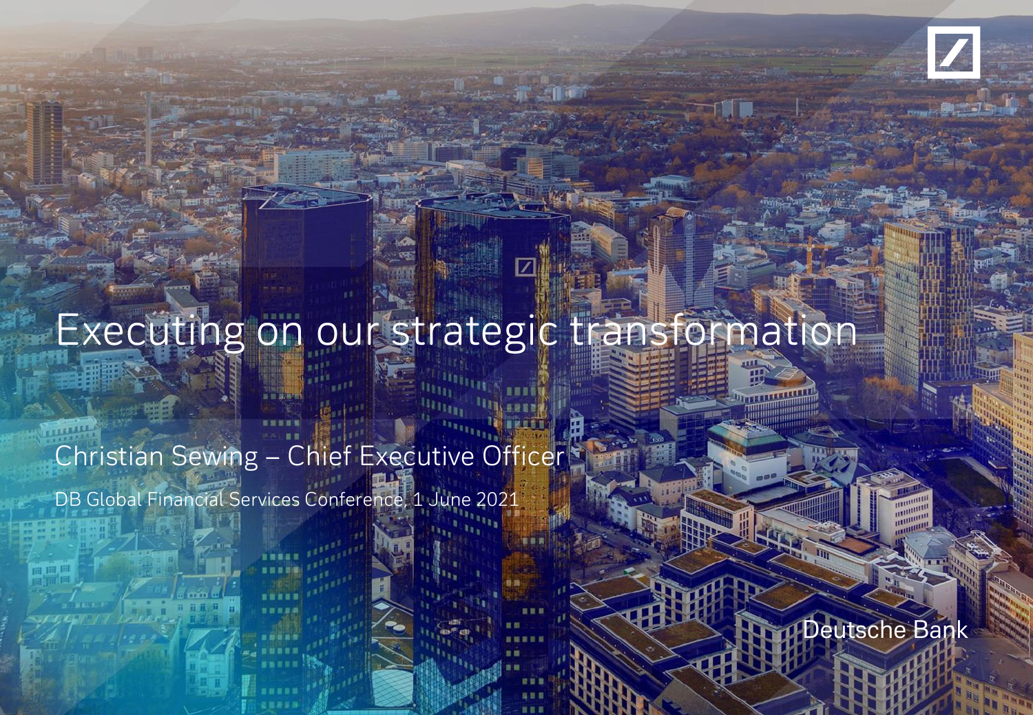# Executing on our strategic transformation

## Christian Sewing – Chief Executive Officer

DB Global Financial Services Conference, 1 June 2021

Deutsche Bank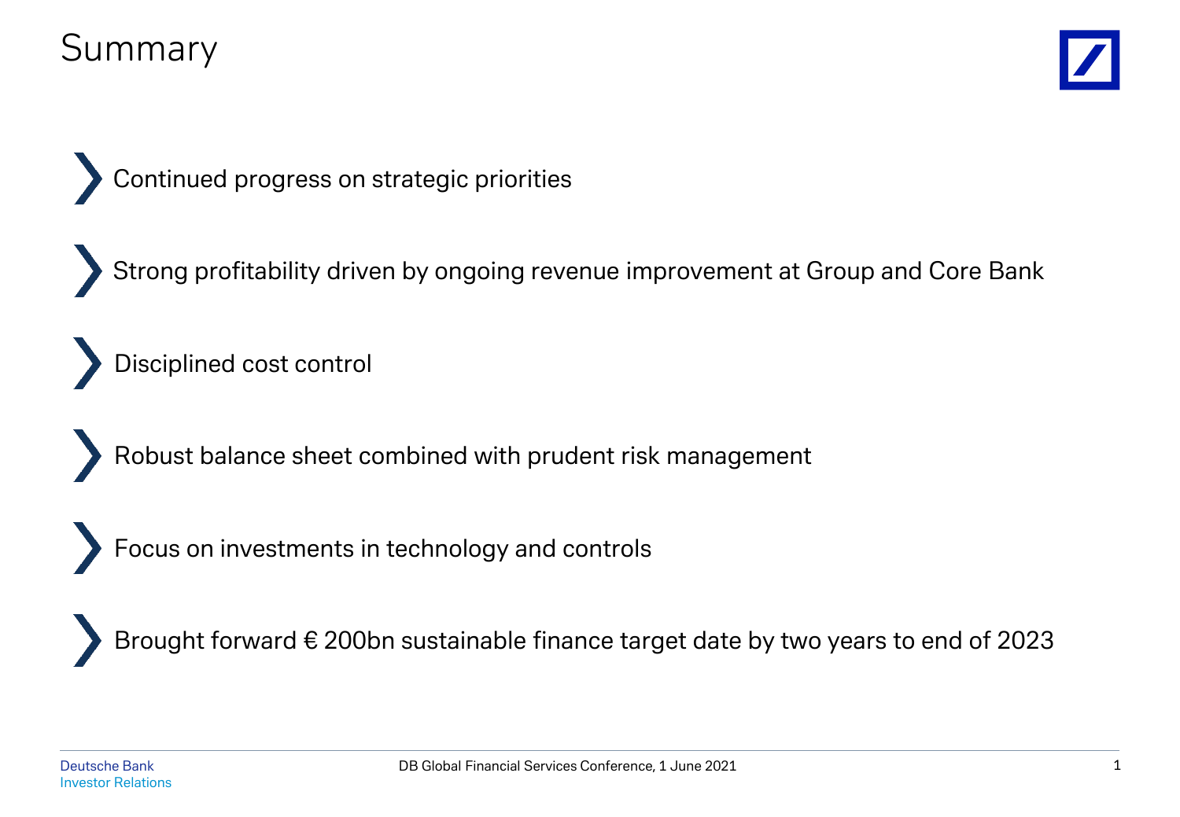# Summary

- Continued progress on strategic priorities
- Strong profitability driven by ongoing revenue improvement at Group and Core Bank
- Disciplined cost control
- Robust balance sheet combined with prudent risk management
- Focus on investments in technology and controls
- Brought forward € 200bn sustainable finance target date by two years to end of 2023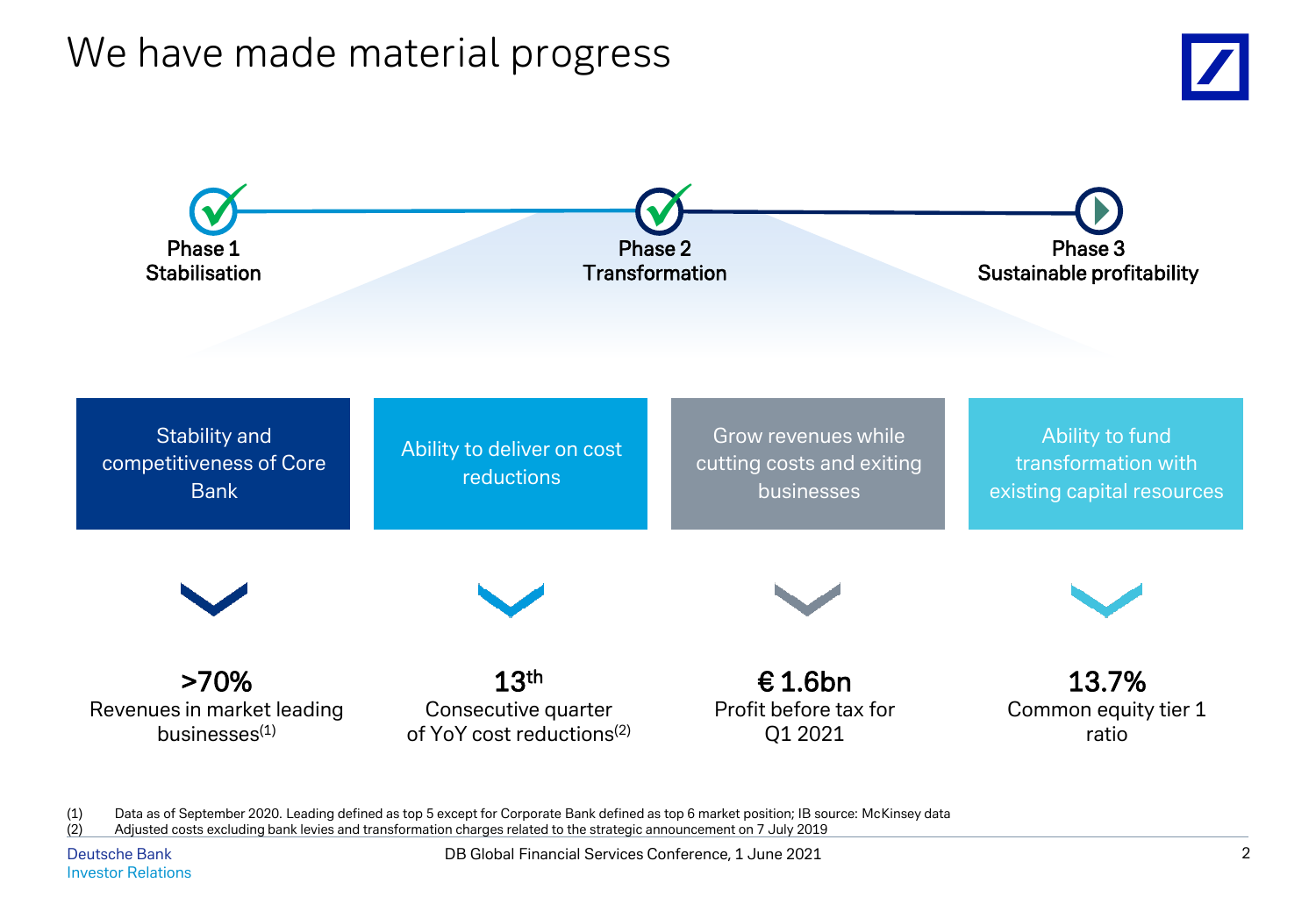# We have made material progress

**Phase 1**
**Stabilisation**

**Phase 2**
**Transformation**

**Phase 3**
**Sustainable profitability**

| Stability and competitiveness of Core Bank | Ability to deliver on cost reductions | Grow revenues while cutting costs and exiting businesses | Ability to fund transformation with existing capital resources |
|---|---|---|---|
| **>70%** Revenues in market leading businesses[(1)] | **13th** Consecutive quarter of YoY cost reductions[(2)] | **€ 1.6bn** Profit before tax for Q1 2021 | **13.7%** Common equity tier 1 ratio |

(1) Data as of September 2020. Leading defined as top 5 except for Corporate Bank defined as top 6 market position; IB source: McKinsey data
(2) Adjusted costs excluding bank levies and transformation charges related to the strategic announcement on 7 July 2019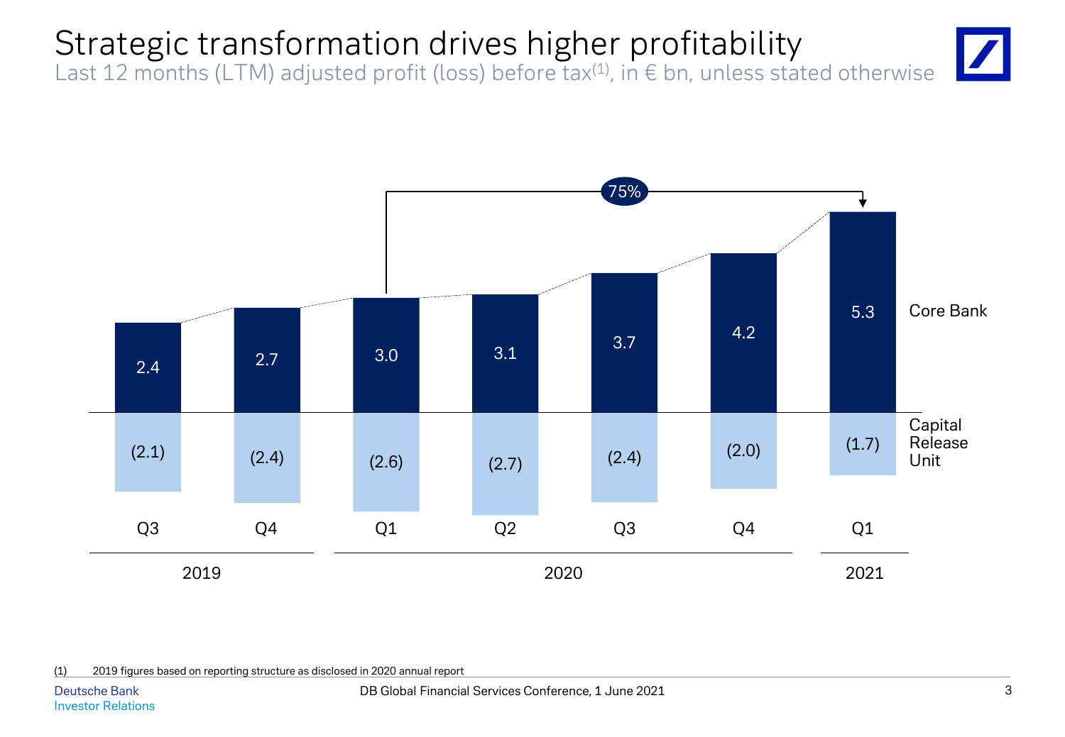# Strategic transformation drives higher profitability

Last 12 months (LTM) adjusted profit (loss) before tax[1], in € bn, unless stated otherwise

| | Q3 2019 | Q4 2019 | Q1 2020 | Q2 2020 | Q3 2020 | Q4 2020 | Q1 2021 |
|---|---|---|---|---|---|---|---|
| Core Bank | 2.4 | 2.7 | 3.0 | 3.1 | 3.7 | 4.2 | 5.3 |
| Capital Release Unit | (2.1) | (2.4) | (2.6) | (2.7) | (2.4) | (2.0) | (1.7) |

Core Bank Q1 2020 to Q1 2021: 75%

(1) 2019 figures based on reporting structure as disclosed in 2020 annual report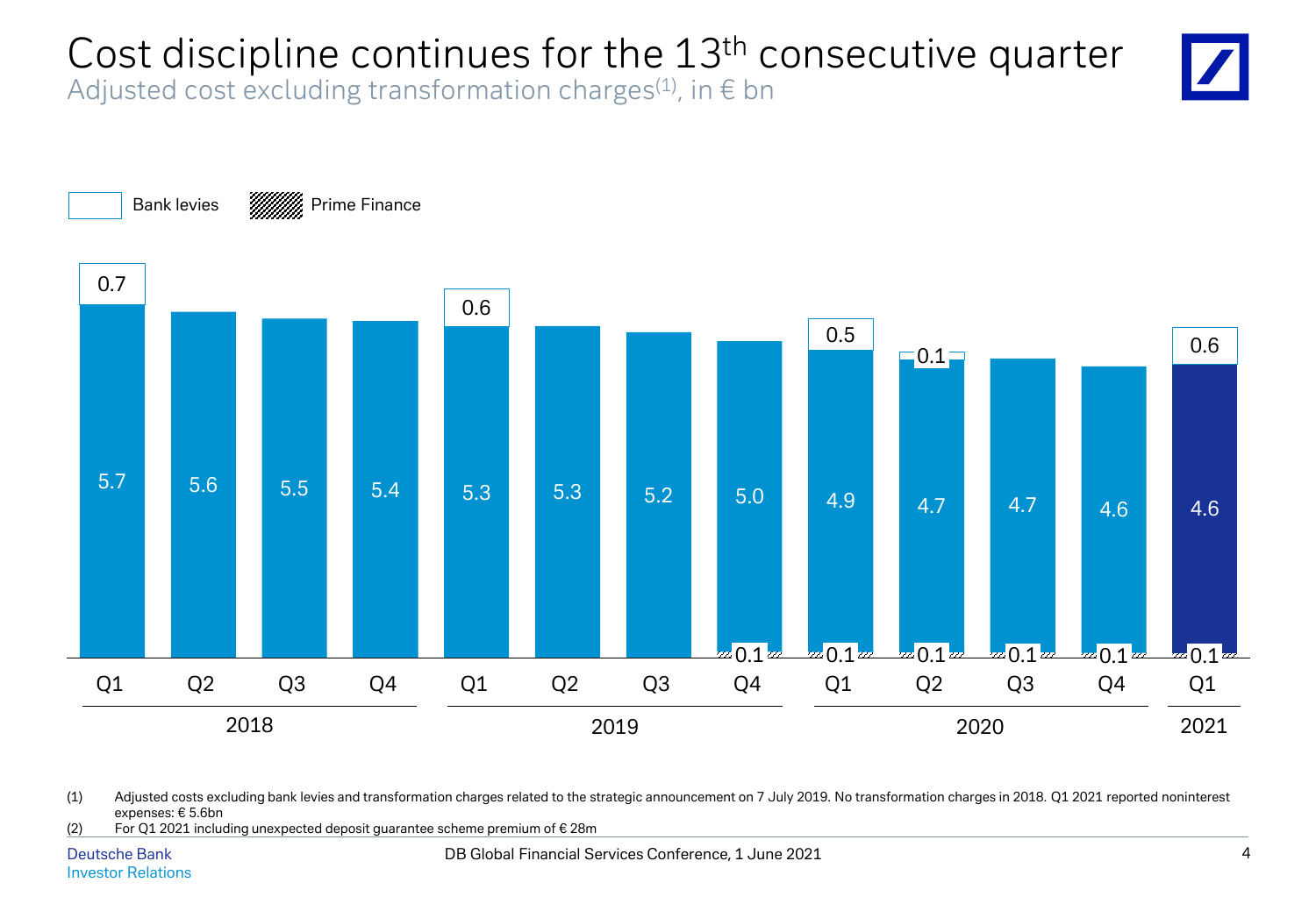# Cost discipline continues for the 13th consecutive quarter

Adjusted cost excluding transformation charges[(1)], in € bn

Legend: Bank levies | Prime Finance

| Year | Quarter | Adjusted cost | Bank levies | Prime Finance |
|---|---|---|---|---|
| 2018 | Q1 | 5.7 | 0.7 | |
| 2018 | Q2 | 5.6 | | |
| 2018 | Q3 | 5.5 | | |
| 2018 | Q4 | 5.4 | | |
| 2019 | Q1 | 5.3 | 0.6 | |
| 2019 | Q2 | 5.3 | | |
| 2019 | Q3 | 5.2 | | |
| 2019 | Q4 | 5.0 | | 0.1 |
| 2020 | Q1 | 4.9 | 0.5 | 0.1 |
| 2020 | Q2 | 4.7 | 0.1 | 0.1 |
| 2020 | Q3 | 4.7 | | 0.1 |
| 2020 | Q4 | 4.6 | | 0.1 |
| 2021 | Q1 | 4.6 | 0.6 | 0.1 |

(1) Adjusted costs excluding bank levies and transformation charges related to the strategic announcement on 7 July 2019. No transformation charges in 2018. Q1 2021 reported noninterest expenses: € 5.6bn

(2) For Q1 2021 including unexpected deposit guarantee scheme premium of € 28m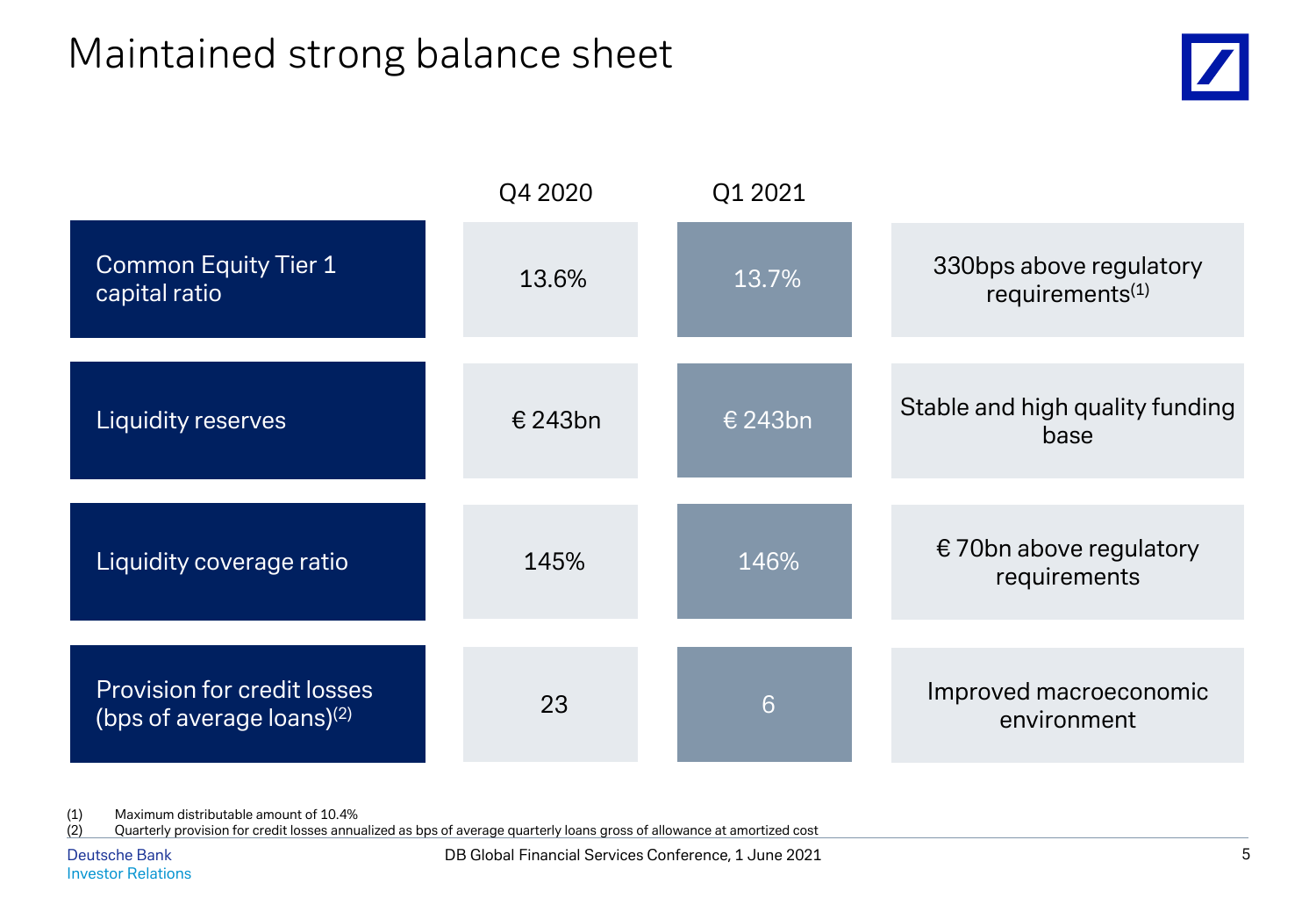# Maintained strong balance sheet

| | Q4 2020 | Q1 2021 | |
|---|---|---|---|
| Common Equity Tier 1 capital ratio | 13.6% | 13.7% | 330bps above regulatory requirements[(1)] |
| Liquidity reserves | € 243bn | € 243bn | Stable and high quality funding base |
| Liquidity coverage ratio | 145% | 146% | € 70bn above regulatory requirements |
| Provision for credit losses (bps of average loans)[(2)] | 23 | 6 | Improved macroeconomic environment |

(1) Maximum distributable amount of 10.4%

(2) Quarterly provision for credit losses annualized as bps of average quarterly loans gross of allowance at amortized cost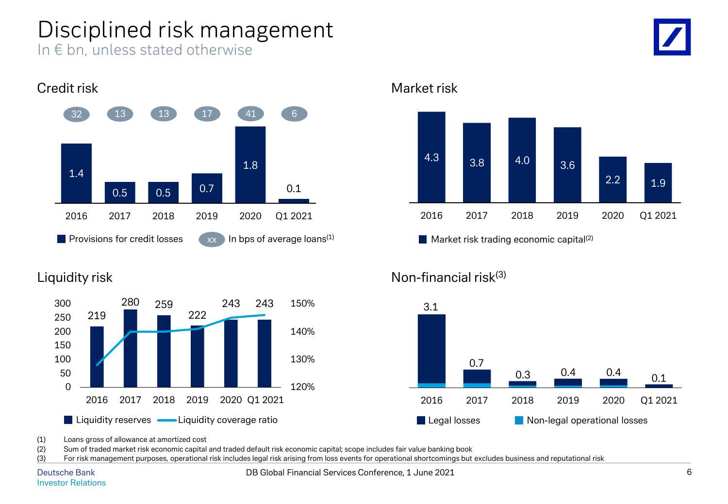# Disciplined risk management

In € bn, unless stated otherwise

## Credit risk

| | 2016 | 2017 | 2018 | 2019 | 2020 | Q1 2021 |
|---|---|---|---|---|---|---|
| Provisions for credit losses | 1.4 | 0.5 | 0.5 | 0.7 | 1.8 | 0.1 |
| In bps of average loans[(1)] | 32 | 13 | 13 | 17 | 41 | 6 |

## Market risk

| | 2016 | 2017 | 2018 | 2019 | 2020 | Q1 2021 |
|---|---|---|---|---|---|---|
| Market risk trading economic capital[(2)] | 4.3 | 3.8 | 4.0 | 3.6 | 2.2 | 1.9 |

## Liquidity risk

| | 2016 | 2017 | 2018 | 2019 | 2020 | Q1 2021 |
|---|---|---|---|---|---|---|
| Liquidity reserves | 219 | 280 | 259 | 222 | 243 | 243 |

Liquidity coverage ratio shown as line (scale 120%–150%).

## Non-financial risk[(3)]

| | 2016 | 2017 | 2018 | 2019 | 2020 | Q1 2021 |
|---|---|---|---|---|---|---|
| Legal losses and Non-legal operational losses (total) | 3.1 | 0.7 | 0.3 | 0.4 | 0.4 | 0.1 |

(1) Loans gross of allowance at amortized cost

(2) Sum of traded market risk economic capital and traded default risk economic capital; scope includes fair value banking book

(3) For risk management purposes, operational risk includes legal risk arising from loss events for operational shortcomings but excludes business and reputational risk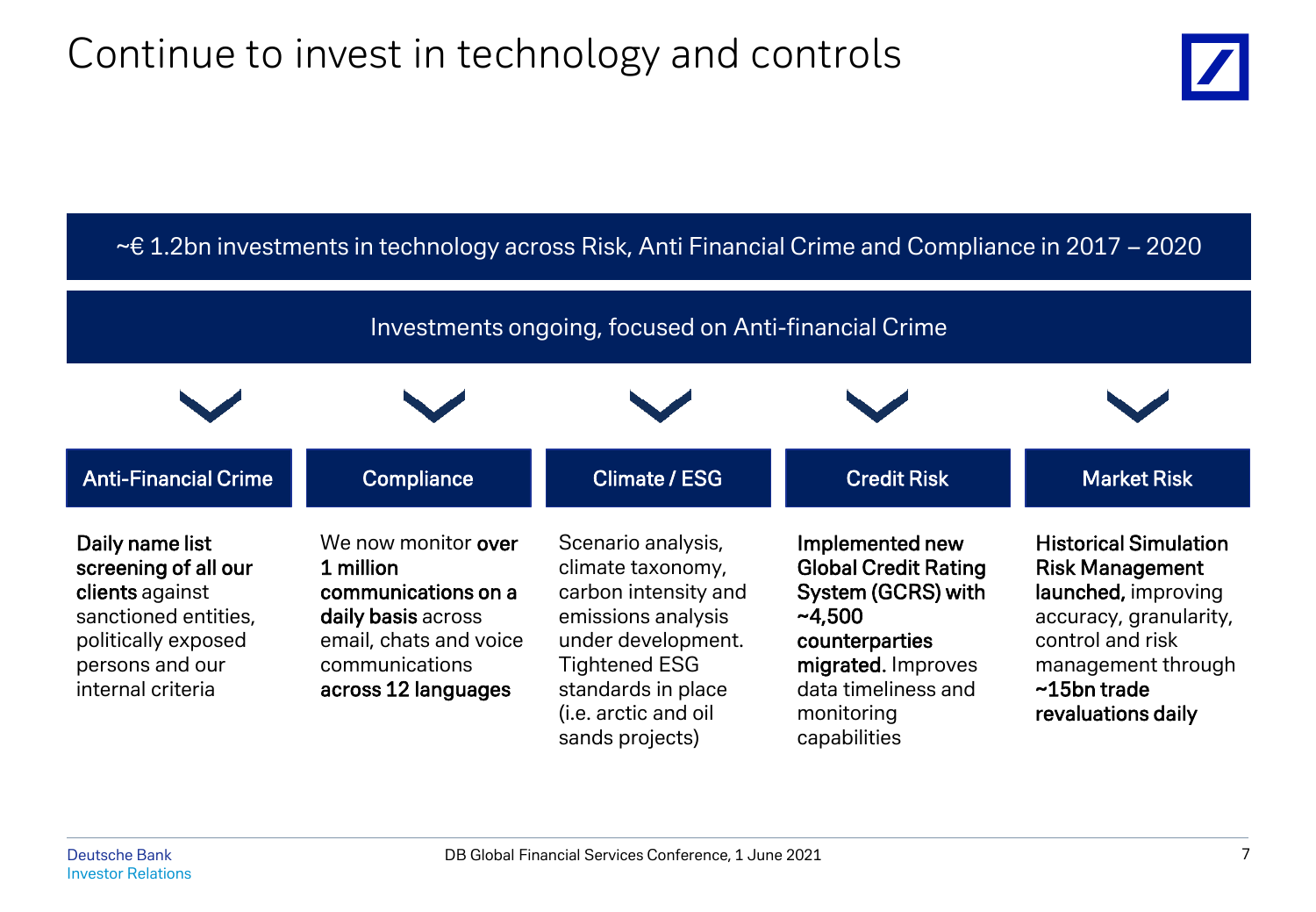# Continue to invest in technology and controls

~€ 1.2bn investments in technology across Risk, Anti Financial Crime and Compliance in 2017 – 2020

Investments ongoing, focused on Anti-financial Crime

### Anti-Financial Crime

**Daily name list screening of all our clients** against sanctioned entities, politically exposed persons and our internal criteria

### Compliance

We now monitor **over 1 million communications on a daily basis** across email, chats and voice communications **across 12 languages**

### Climate / ESG

Scenario analysis, climate taxonomy, carbon intensity and emissions analysis under development. Tightened ESG standards in place (i.e. arctic and oil sands projects)

### Credit Risk

**Implemented new Global Credit Rating System (GCRS) with ~4,500 counterparties migrated.** Improves data timeliness and monitoring capabilities

### Market Risk

**Historical Simulation Risk Management launched,** improving accuracy, granularity, control and risk management through **~15bn trade revaluations daily**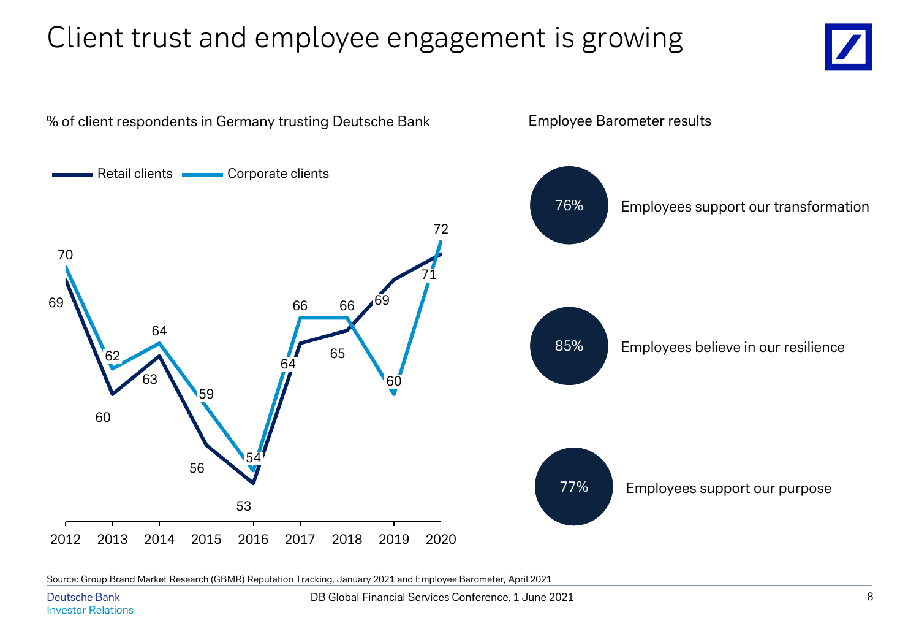# Client trust and employee engagement is growing

% of client respondents in Germany trusting Deutsche Bank

| Year | Retail clients | Corporate clients |
|---|---|---|
| 2012 | 69 | 70 |
| 2013 | 60 | 62 |
| 2014 | 63 | 64 |
| 2015 | 56 | 59 |
| 2016 | 53 | 54 |
| 2017 | 64 | 66 |
| 2018 | 65 | 66 |
| 2019 | 69 | 60 |
| 2020 | 71 | 72 |

Employee Barometer results

- **76%** Employees support our transformation
- **85%** Employees believe in our resilience
- **77%** Employees support our purpose

Source: Group Brand Market Research (GBMR) Reputation Tracking, January 2021 and Employee Barometer, April 2021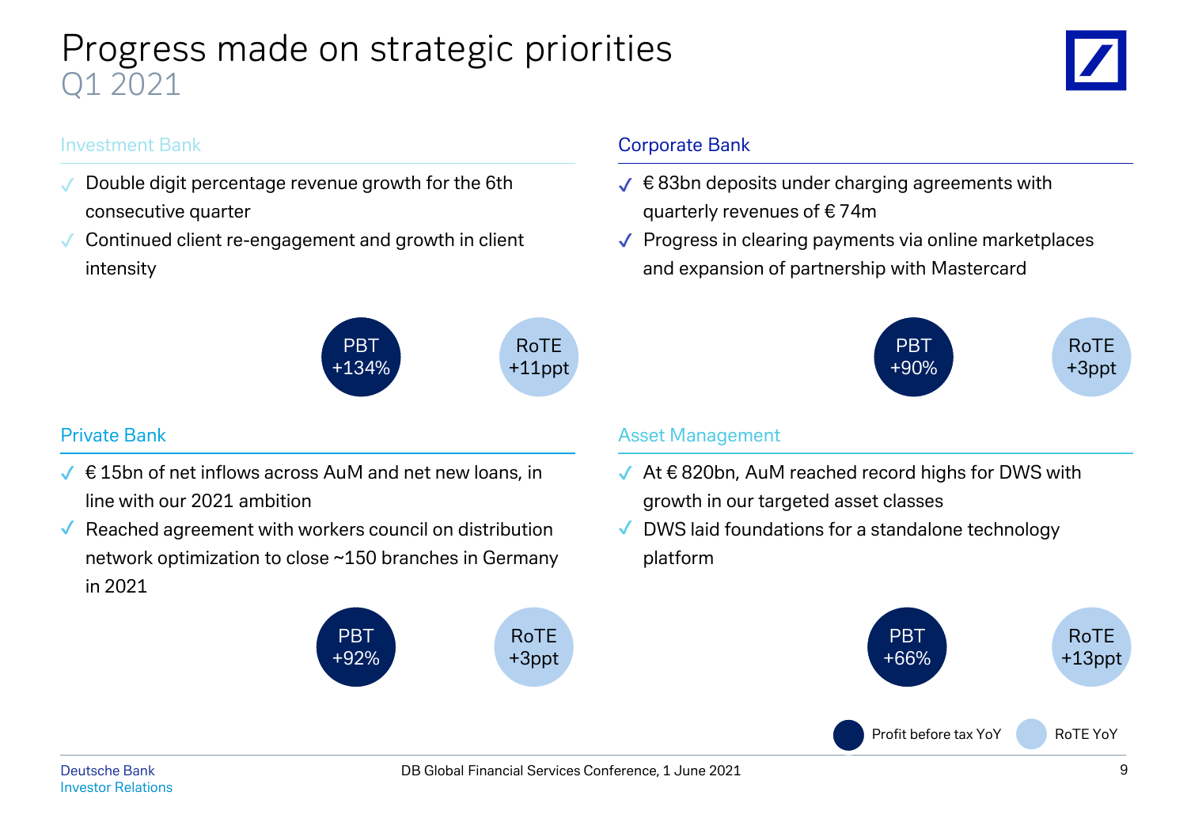# Progress made on strategic priorities
## Q1 2021

### Investment Bank

- ✓ Double digit percentage revenue growth for the 6th consecutive quarter
- ✓ Continued client re-engagement and growth in client intensity

PBT +134% | RoTE +11ppt

### Corporate Bank

- ✓ € 83bn deposits under charging agreements with quarterly revenues of € 74m
- ✓ Progress in clearing payments via online marketplaces and expansion of partnership with Mastercard

PBT +90% | RoTE +3ppt

### Private Bank

- ✓ € 15bn of net inflows across AuM and net new loans, in line with our 2021 ambition
- ✓ Reached agreement with workers council on distribution network optimization to close ~150 branches in Germany in 2021

PBT +92% | RoTE +3ppt

### Asset Management

- ✓ At € 820bn, AuM reached record highs for DWS with growth in our targeted asset classes
- ✓ DWS laid foundations for a standalone technology platform

PBT +66% | RoTE +13ppt

Legend: Profit before tax YoY; RoTE YoY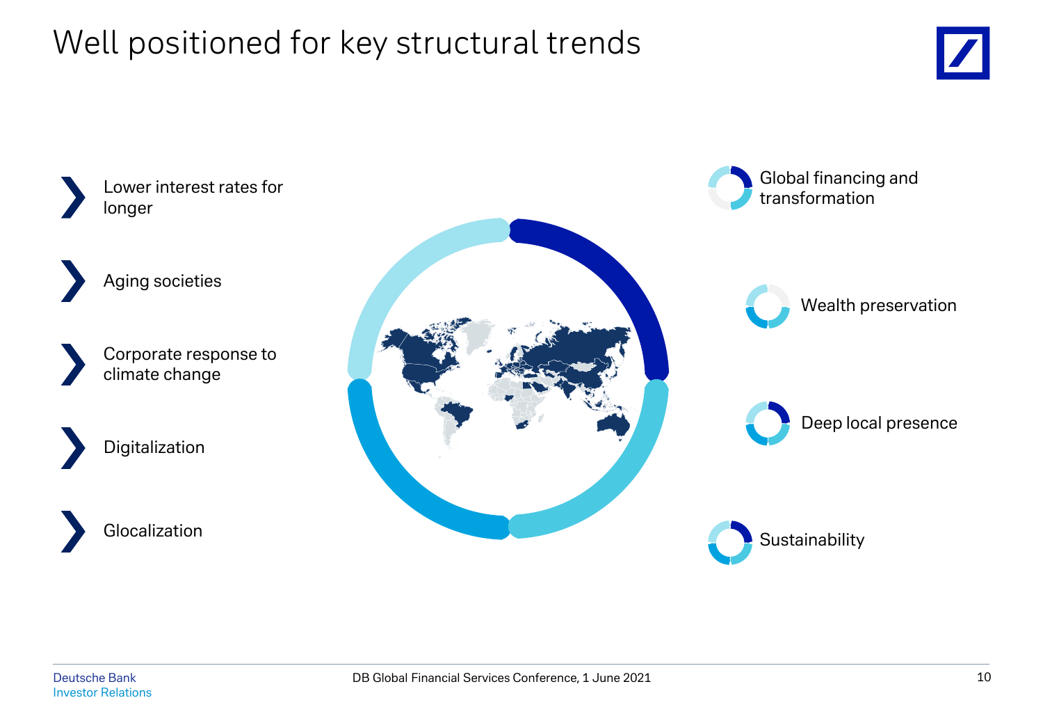# Well positioned for key structural trends

- Lower interest rates for longer
- Aging societies
- Corporate response to climate change
- Digitalization
- Glocalization

- Global financing and transformation
- Wealth preservation
- Deep local presence
- Sustainability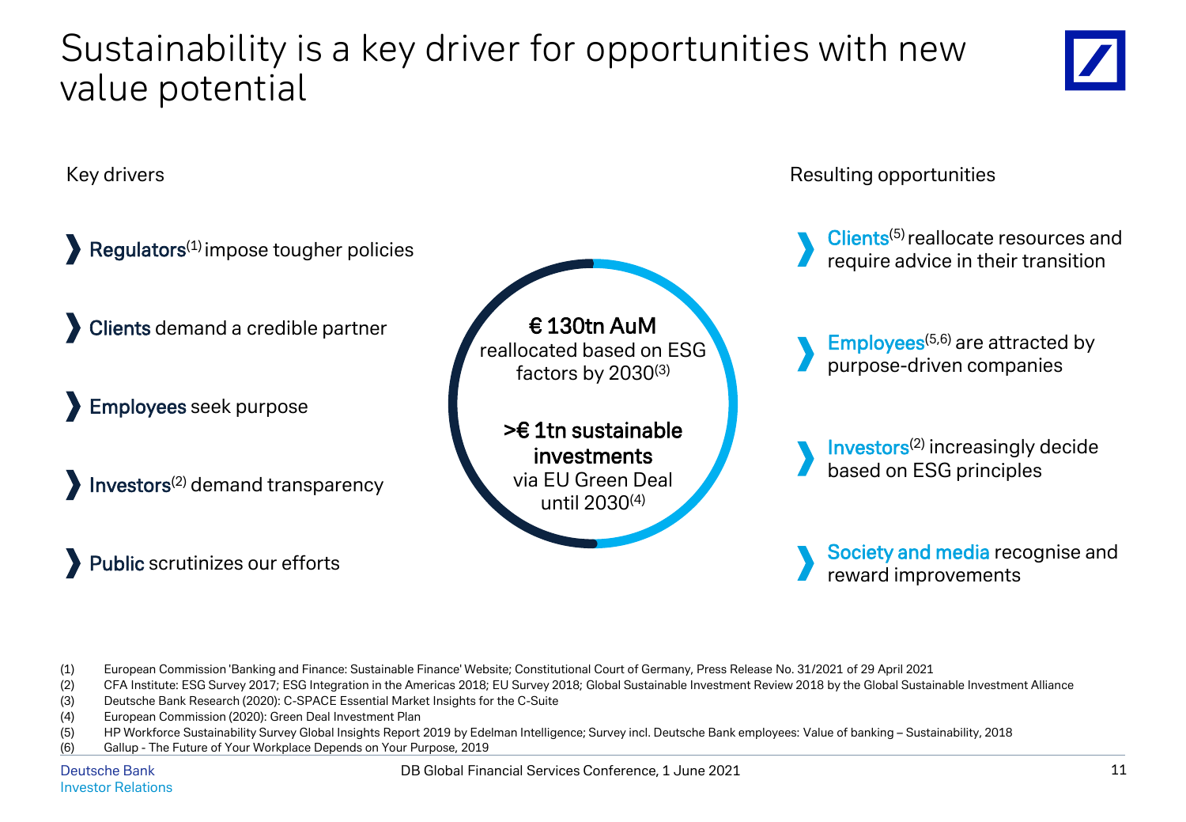# Sustainability is a key driver for opportunities with new value potential

## Key drivers

- **Regulators**[1] impose tougher policies
- **Clients** demand a credible partner
- **Employees** seek purpose
- **Investors**[2] demand transparency
- **Public** scrutinizes our efforts

**€ 130tn AuM** reallocated based on ESG factors by 2030[3]

**>€ 1tn sustainable investments** via EU Green Deal until 2030[4]

## Resulting opportunities

- **Clients**[5] reallocate resources and require advice in their transition
- **Employees**[5,6] are attracted by purpose-driven companies
- **Investors**[2] increasingly decide based on ESG principles
- **Society and media** recognise and reward improvements

(1) European Commission 'Banking and Finance: Sustainable Finance' Website; Constitutional Court of Germany, Press Release No. 31/2021 of 29 April 2021
(2) CFA Institute: ESG Survey 2017; ESG Integration in the Americas 2018; EU Survey 2018; Global Sustainable Investment Review 2018 by the Global Sustainable Investment Alliance
(3) Deutsche Bank Research (2020): C-SPACE Essential Market Insights for the C-Suite
(4) European Commission (2020): Green Deal Investment Plan
(5) HP Workforce Sustainability Survey Global Insights Report 2019 by Edelman Intelligence; Survey incl. Deutsche Bank employees: Value of banking – Sustainability, 2018
(6) Gallup - The Future of Your Workplace Depends on Your Purpose, 2019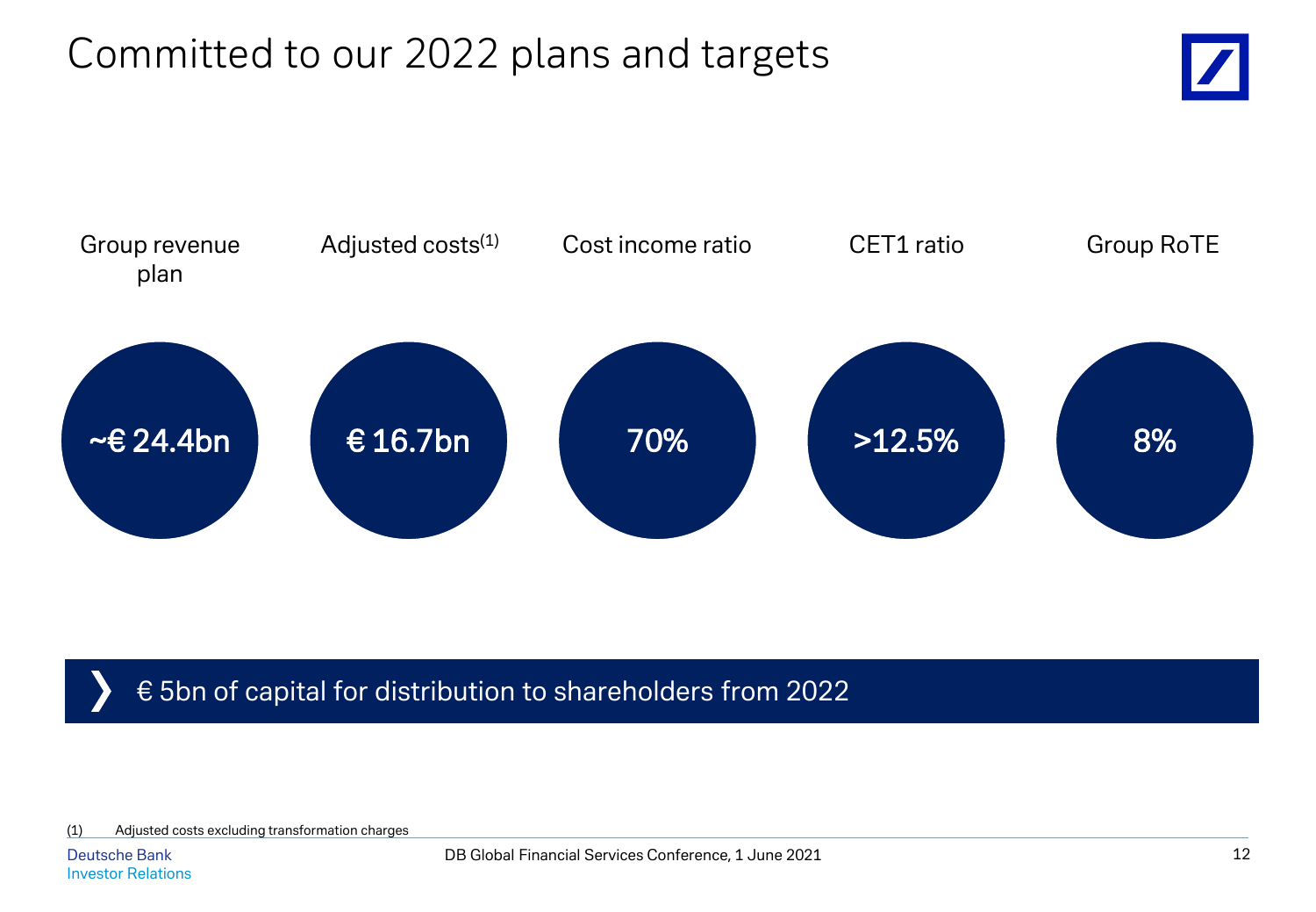# Committed to our 2022 plans and targets

| Group revenue plan | Adjusted costs[1] | Cost income ratio | CET1 ratio | Group RoTE |
|---|---|---|---|---|
| ~€ 24.4bn | € 16.7bn | 70% | >12.5% | 8% |

❯ € 5bn of capital for distribution to shareholders from 2022

(1) Adjusted costs excluding transformation charges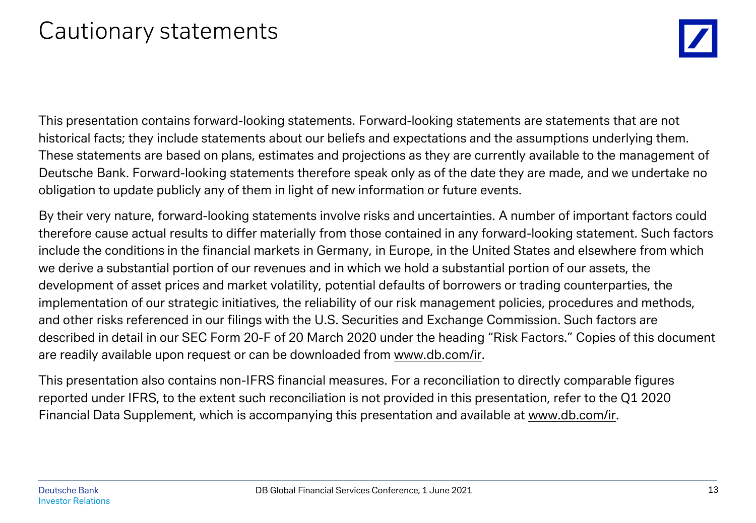# Cautionary statements

This presentation contains forward-looking statements. Forward-looking statements are statements that are not historical facts; they include statements about our beliefs and expectations and the assumptions underlying them. These statements are based on plans, estimates and projections as they are currently available to the management of Deutsche Bank. Forward-looking statements therefore speak only as of the date they are made, and we undertake no obligation to update publicly any of them in light of new information or future events.

By their very nature, forward-looking statements involve risks and uncertainties. A number of important factors could therefore cause actual results to differ materially from those contained in any forward-looking statement. Such factors include the conditions in the financial markets in Germany, in Europe, in the United States and elsewhere from which we derive a substantial portion of our revenues and in which we hold a substantial portion of our assets, the development of asset prices and market volatility, potential defaults of borrowers or trading counterparties, the implementation of our strategic initiatives, the reliability of our risk management policies, procedures and methods, and other risks referenced in our filings with the U.S. Securities and Exchange Commission. Such factors are described in detail in our SEC Form 20-F of 20 March 2020 under the heading "Risk Factors." Copies of this document are readily available upon request or can be downloaded from www.db.com/ir.

This presentation also contains non-IFRS financial measures. For a reconciliation to directly comparable figures reported under IFRS, to the extent such reconciliation is not provided in this presentation, refer to the Q1 2020 Financial Data Supplement, which is accompanying this presentation and available at www.db.com/ir.